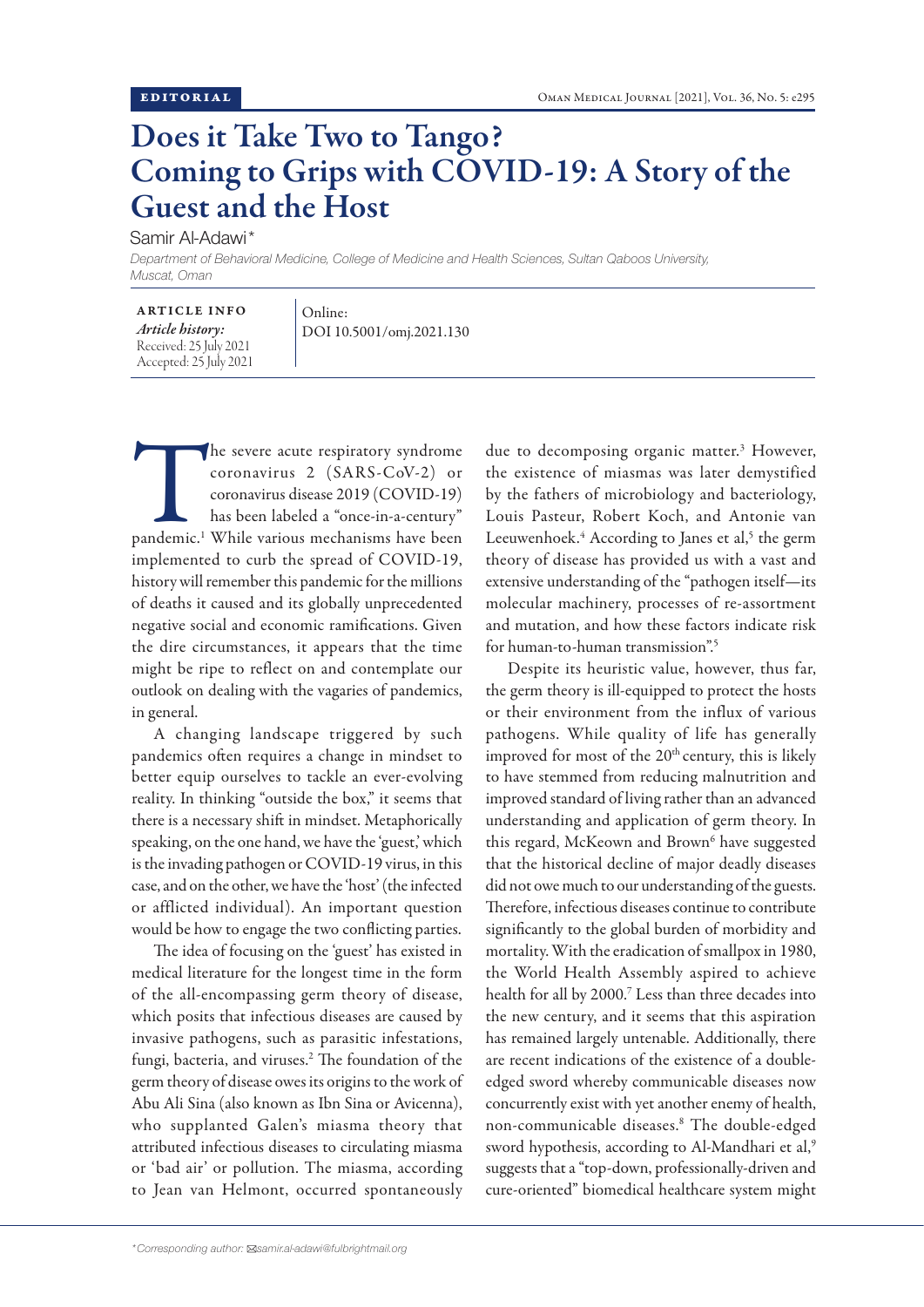EDITORIAL

# Does it Take Two to Tango? Coming to Grips with COVID-19: A Story of the Guest and the Host

Samir Al-Adawi*

*Department of Behavioral Medicine, College of Medicine and Health Sciences, Sultan Qaboos University, Muscat, Oman*

**ARTICLE INFO**

*Article history:*
Received: 25 July 2021
Accepted: 25 July 2021

Online:
DOI 10.5001/omj.2021.130

The severe acute respiratory syndrome coronavirus 2 (SARS-CoV-2) or coronavirus disease 2019 (COVID-19) has been labeled a "once-in-a-century" pandemic.[1] While various mechanisms have been implemented to curb the spread of COVID-19, history will remember this pandemic for the millions of deaths it caused and its globally unprecedented negative social and economic ramifications. Given the dire circumstances, it appears that the time might be ripe to reflect on and contemplate our outlook on dealing with the vagaries of pandemics, in general.

A changing landscape triggered by such pandemics often requires a change in mindset to better equip ourselves to tackle an ever-evolving reality. In thinking "outside the box," it seems that there is a necessary shift in mindset. Metaphorically speaking, on the one hand, we have the 'guest,' which is the invading pathogen or COVID-19 virus, in this case, and on the other, we have the 'host' (the infected or afflicted individual). An important question would be how to engage the two conflicting parties.

The idea of focusing on the 'guest' has existed in medical literature for the longest time in the form of the all-encompassing germ theory of disease, which posits that infectious diseases are caused by invasive pathogens, such as parasitic infestations, fungi, bacteria, and viruses.[2] The foundation of the germ theory of disease owes its origins to the work of Abu Ali Sina (also known as Ibn Sina or Avicenna), who supplanted Galen's miasma theory that attributed infectious diseases to circulating miasma or 'bad air' or pollution. The miasma, according to Jean van Helmont, occurred spontaneously due to decomposing organic matter.[3] However, the existence of miasmas was later demystified by the fathers of microbiology and bacteriology, Louis Pasteur, Robert Koch, and Antonie van Leeuwenhoek.[4] According to Janes et al,[5] the germ theory of disease has provided us with a vast and extensive understanding of the "pathogen itself—its molecular machinery, processes of re-assortment and mutation, and how these factors indicate risk for human-to-human transmission".[5]

Despite its heuristic value, however, thus far, the germ theory is ill-equipped to protect the hosts or their environment from the influx of various pathogens. While quality of life has generally improved for most of the 20th century, this is likely to have stemmed from reducing malnutrition and improved standard of living rather than an advanced understanding and application of germ theory. In this regard, McKeown and Brown[6] have suggested that the historical decline of major deadly diseases did not owe much to our understanding of the guests. Therefore, infectious diseases continue to contribute significantly to the global burden of morbidity and mortality. With the eradication of smallpox in 1980, the World Health Assembly aspired to achieve health for all by 2000.[7] Less than three decades into the new century, and it seems that this aspiration has remained largely untenable. Additionally, there are recent indications of the existence of a double-edged sword whereby communicable diseases now concurrently exist with yet another enemy of health, non-communicable diseases.[8] The double-edged sword hypothesis, according to Al-Mandhari et al,[9] suggests that a "top-down, professionally-driven and cure-oriented" biomedical healthcare system might

*Corresponding author: samir.al-adawi@fulbrightmail.org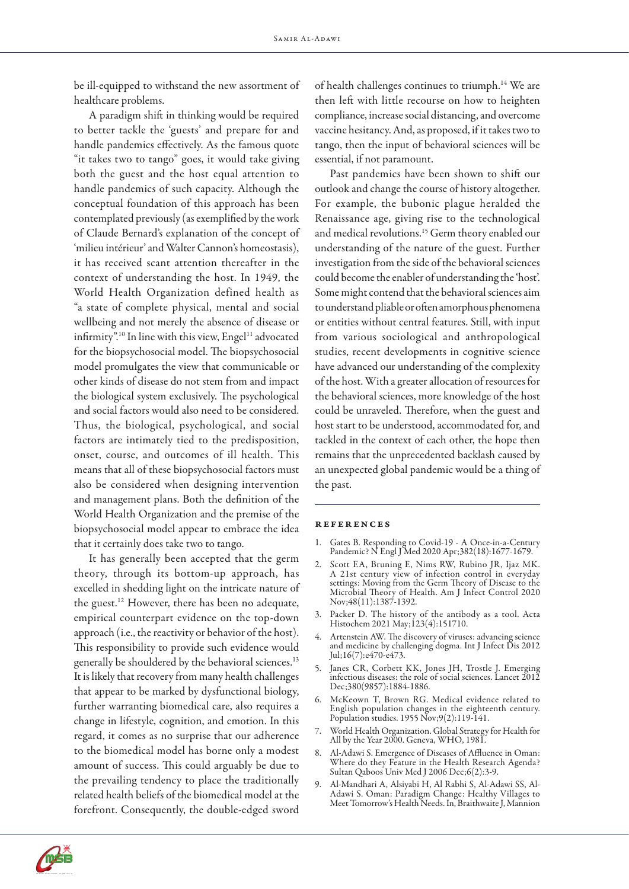be ill-equipped to withstand the new assortment of healthcare problems.

A paradigm shift in thinking would be required to better tackle the 'guests' and prepare for and handle pandemics effectively. As the famous quote "it takes two to tango" goes, it would take giving both the guest and the host equal attention to handle pandemics of such capacity. Although the conceptual foundation of this approach has been contemplated previously (as exemplified by the work of Claude Bernard's explanation of the concept of 'milieu intérieur' and Walter Cannon's homeostasis), it has received scant attention thereafter in the context of understanding the host. In 1949, the World Health Organization defined health as "a state of complete physical, mental and social wellbeing and not merely the absence of disease or infirmity".[10] In line with this view, Engel[11] advocated for the biopsychosocial model. The biopsychosocial model promulgates the view that communicable or other kinds of disease do not stem from and impact the biological system exclusively. The psychological and social factors would also need to be considered. Thus, the biological, psychological, and social factors are intimately tied to the predisposition, onset, course, and outcomes of ill health. This means that all of these biopsychosocial factors must also be considered when designing intervention and management plans. Both the definition of the World Health Organization and the premise of the biopsychosocial model appear to embrace the idea that it certainly does take two to tango.

It has generally been accepted that the germ theory, through its bottom-up approach, has excelled in shedding light on the intricate nature of the guest.[12] However, there has been no adequate, empirical counterpart evidence on the top-down approach (i.e., the reactivity or behavior of the host). This responsibility to provide such evidence would generally be shouldered by the behavioral sciences.[13] It is likely that recovery from many health challenges that appear to be marked by dysfunctional biology, further warranting biomedical care, also requires a change in lifestyle, cognition, and emotion. In this regard, it comes as no surprise that our adherence to the biomedical model has borne only a modest amount of success. This could arguably be due to the prevailing tendency to place the traditionally related health beliefs of the biomedical model at the forefront. Consequently, the double-edged sword of health challenges continues to triumph.[14] We are then left with little recourse on how to heighten compliance, increase social distancing, and overcome vaccine hesitancy. And, as proposed, if it takes two to tango, then the input of behavioral sciences will be essential, if not paramount.

Past pandemics have been shown to shift our outlook and change the course of history altogether. For example, the bubonic plague heralded the Renaissance age, giving rise to the technological and medical revolutions.[15] Germ theory enabled our understanding of the nature of the guest. Further investigation from the side of the behavioral sciences could become the enabler of understanding the 'host'. Some might contend that the behavioral sciences aim to understand pliable or often amorphous phenomena or entities without central features. Still, with input from various sociological and anthropological studies, recent developments in cognitive science have advanced our understanding of the complexity of the host. With a greater allocation of resources for the behavioral sciences, more knowledge of the host could be unraveled. Therefore, when the guest and host start to be understood, accommodated for, and tackled in the context of each other, the hope then remains that the unprecedented backlash caused by an unexpected global pandemic would be a thing of the past.

## References

1. Gates B. Responding to Covid-19 - A Once-in-a-Century Pandemic? N Engl J Med 2020 Apr;382(18):1677-1679.
2. Scott EA, Bruning E, Nims RW, Rubino JR, Ijaz MK. A 21st century view of infection control in everyday settings: Moving from the Germ Theory of Disease to the Microbial Theory of Health. Am J Infect Control 2020 Nov;48(11):1387-1392.
3. Packer D. The history of the antibody as a tool. Acta Histochem 2021 May;123(4):151710.
4. Artenstein AW. The discovery of viruses: advancing science and medicine by challenging dogma. Int J Infect Dis 2012 Jul;16(7):e470-e473.
5. Janes CR, Corbett KK, Jones JH, Trostle J. Emerging infectious diseases: the role of social sciences. Lancet 2012 Dec;380(9857):1884-1886.
6. McKeown T, Brown RG. Medical evidence related to English population changes in the eighteenth century. Population studies. 1955 Nov;9(2):119-141.
7. World Health Organization. Global Strategy for Health for All by the Year 2000. Geneva, WHO, 1981.
8. Al-Adawi S. Emergence of Diseases of Affluence in Oman: Where do they Feature in the Health Research Agenda? Sultan Qaboos Univ Med J 2006 Dec;6(2):3-9.
9. Al-Mandhari A, Alsiyabi H, Al Rabhi S, Al-Adawi SS, Al-Adawi S. Oman: Paradigm Change: Healthy Villages to Meet Tomorrow's Health Needs. In, Braithwaite J, Mannion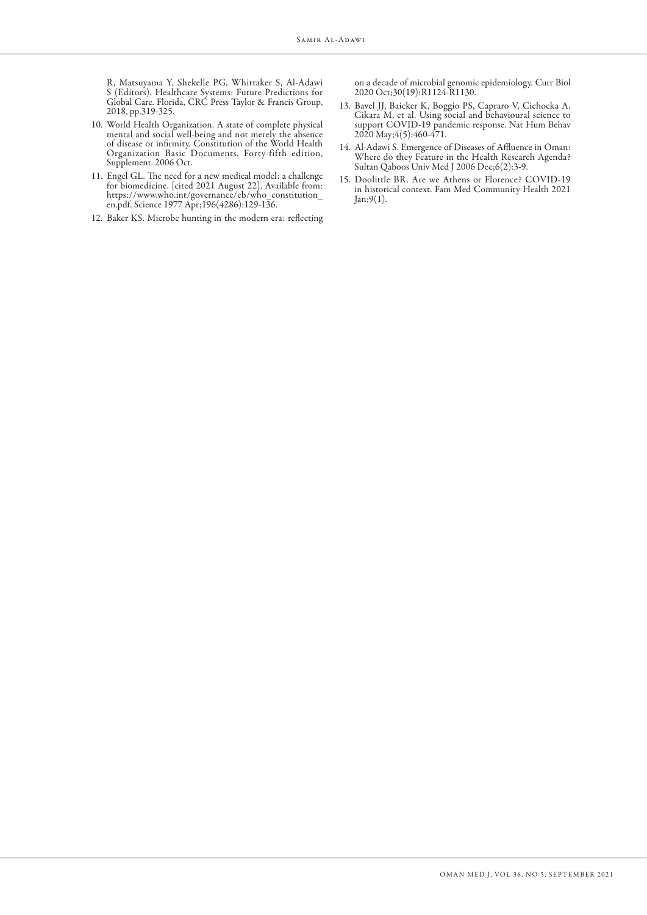R, Matsuyama Y, Shekelle PG, Whittaker S, Al-Adawi S (Editors), Healthcare Systems: Future Predictions for Global Care. Florida, CRC Press Taylor & Francis Group, 2018, pp.319-325.

10. World Health Organization. A state of complete physical mental and social well-being and not merely the absence of disease or infirmity. Constitution of the World Health Organization Basic Documents, Forty-fifth edition, Supplement. 2006 Oct.
11. Engel GL. The need for a new medical model: a challenge for biomedicine. [cited 2021 August 22]. Available from: https://www.who.int/governance/eb/who_constitution_en.pdf. Science 1977 Apr;196(4286):129-136.
12. Baker KS. Microbe hunting in the modern era: reflecting on a decade of microbial genomic epidemiology. Curr Biol 2020 Oct;30(19):R1124-R1130.
13. Bavel JJ, Baicker K, Boggio PS, Capraro V, Cichocka A, Cikara M, et al. Using social and behavioural science to support COVID-19 pandemic response. Nat Hum Behav 2020 May;4(5):460-471.
14. Al-Adawi S. Emergence of Diseases of Affluence in Oman: Where do they Feature in the Health Research Agenda? Sultan Qaboos Univ Med J 2006 Dec;6(2):3-9.
15. Doolittle BR. Are we Athens or Florence? COVID-19 in historical context. Fam Med Community Health 2021 Jan;9(1).